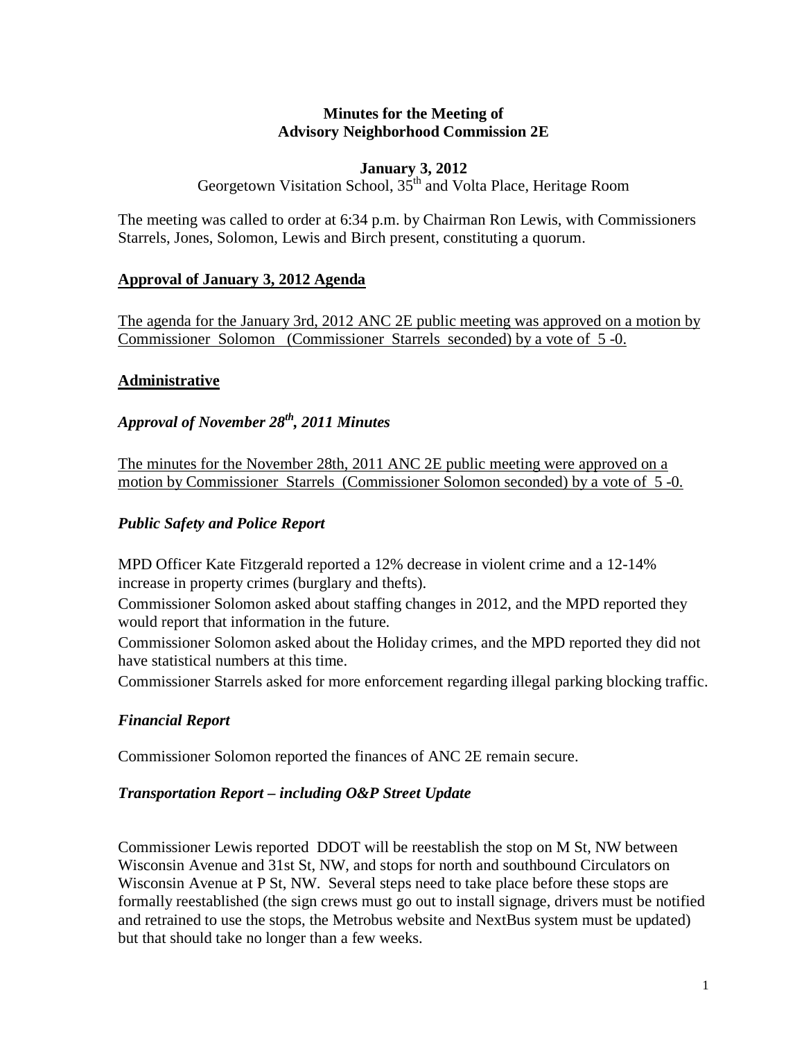**Minutes for the Meeting of**
**Advisory Neighborhood Commission 2E**

**January 3, 2012**
Georgetown Visitation School, 35th and Volta Place, Heritage Room

The meeting was called to order at 6:34 p.m. by Chairman Ron Lewis, with Commissioners Starrels, Jones, Solomon, Lewis and Birch present, constituting a quorum.

## Approval of January 3, 2012 Agenda

The agenda for the January 3rd, 2012 ANC 2E public meeting was approved on a motion by Commissioner Solomon (Commissioner Starrels seconded) by a vote of 5 -0.

## Administrative

### *Approval of November 28th, 2011 Minutes*

The minutes for the November 28th, 2011 ANC 2E public meeting were approved on a motion by Commissioner Starrels (Commissioner Solomon seconded) by a vote of 5 -0.

### *Public Safety and Police Report*

MPD Officer Kate Fitzgerald reported a 12% decrease in violent crime and a 12-14% increase in property crimes (burglary and thefts).
Commissioner Solomon asked about staffing changes in 2012, and the MPD reported they would report that information in the future.
Commissioner Solomon asked about the Holiday crimes, and the MPD reported they did not have statistical numbers at this time.
Commissioner Starrels asked for more enforcement regarding illegal parking blocking traffic.

### *Financial Report*

Commissioner Solomon reported the finances of ANC 2E remain secure.

### *Transportation Report – including O&P Street Update*

Commissioner Lewis reported DDOT will be reestablish the stop on M St, NW between Wisconsin Avenue and 31st St, NW, and stops for north and southbound Circulators on Wisconsin Avenue at P St, NW. Several steps need to take place before these stops are formally reestablished (the sign crews must go out to install signage, drivers must be notified and retrained to use the stops, the Metrobus website and NextBus system must be updated) but that should take no longer than a few weeks.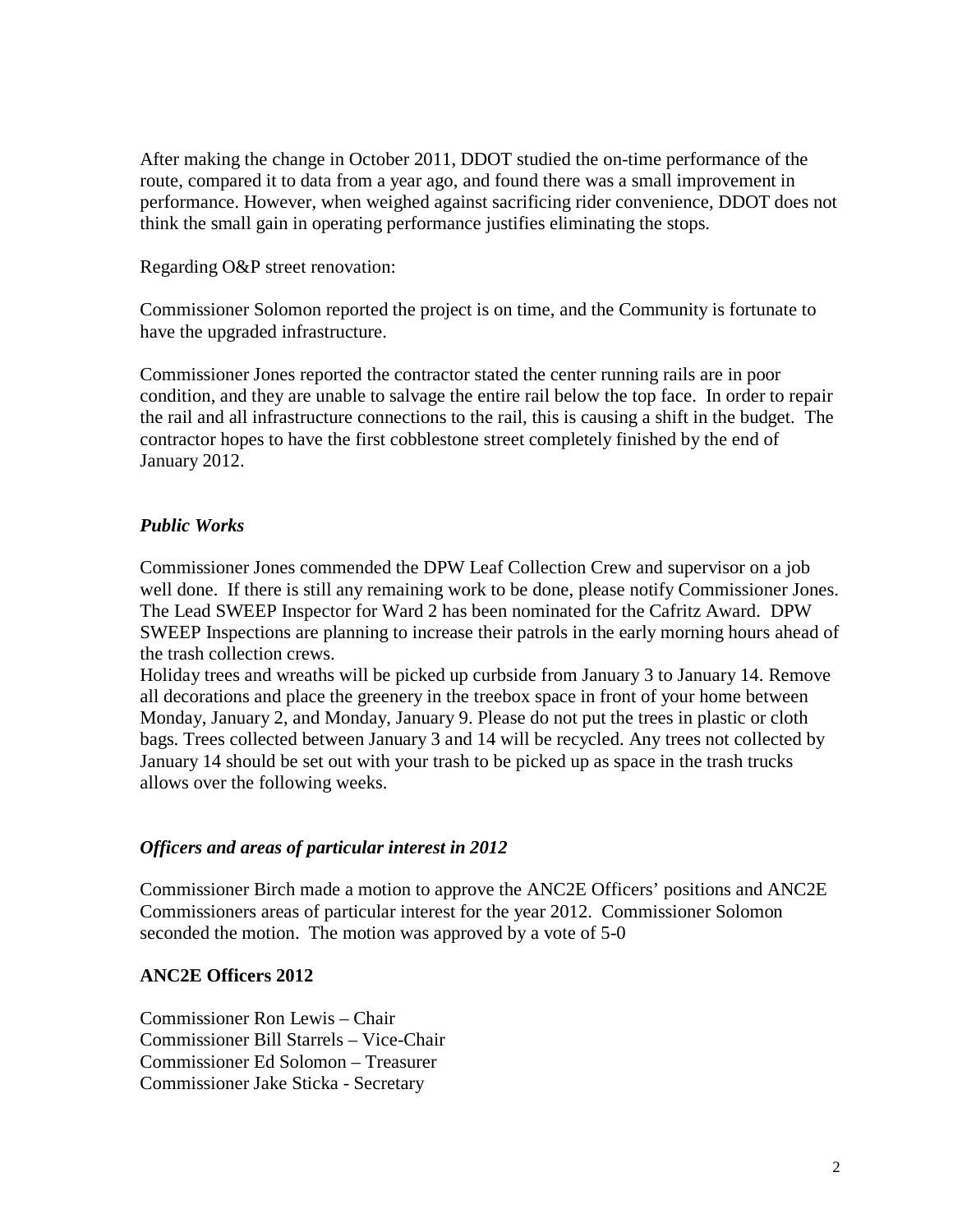After making the change in October 2011, DDOT studied the on-time performance of the route, compared it to data from a year ago, and found there was a small improvement in performance. However, when weighed against sacrificing rider convenience, DDOT does not think the small gain in operating performance justifies eliminating the stops.

Regarding O&P street renovation:

Commissioner Solomon reported the project is on time, and the Community is fortunate to have the upgraded infrastructure.

Commissioner Jones reported the contractor stated the center running rails are in poor condition, and they are unable to salvage the entire rail below the top face. In order to repair the rail and all infrastructure connections to the rail, this is causing a shift in the budget. The contractor hopes to have the first cobblestone street completely finished by the end of January 2012.

***Public Works***

Commissioner Jones commended the DPW Leaf Collection Crew and supervisor on a job well done. If there is still any remaining work to be done, please notify Commissioner Jones. The Lead SWEEP Inspector for Ward 2 has been nominated for the Cafritz Award. DPW SWEEP Inspections are planning to increase their patrols in the early morning hours ahead of the trash collection crews.
Holiday trees and wreaths will be picked up curbside from January 3 to January 14. Remove all decorations and place the greenery in the treebox space in front of your home between Monday, January 2, and Monday, January 9. Please do not put the trees in plastic or cloth bags. Trees collected between January 3 and 14 will be recycled. Any trees not collected by January 14 should be set out with your trash to be picked up as space in the trash trucks allows over the following weeks.

***Officers and areas of particular interest in 2012***

Commissioner Birch made a motion to approve the ANC2E Officers' positions and ANC2E Commissioners areas of particular interest for the year 2012. Commissioner Solomon seconded the motion. The motion was approved by a vote of 5-0

**ANC2E Officers 2012**

Commissioner Ron Lewis – Chair
Commissioner Bill Starrels – Vice-Chair
Commissioner Ed Solomon – Treasurer
Commissioner Jake Sticka - Secretary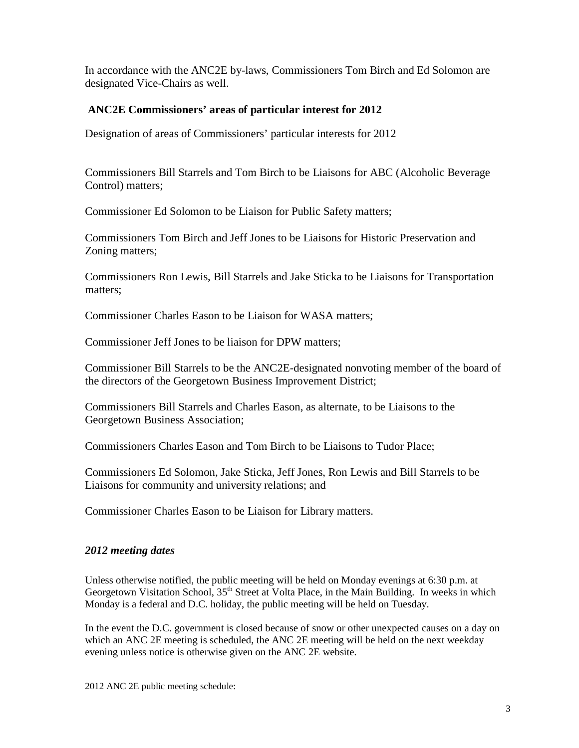In accordance with the ANC2E by-laws, Commissioners Tom Birch and Ed Solomon are designated Vice-Chairs as well.

### ANC2E Commissioners' areas of particular interest for 2012

Designation of areas of Commissioners' particular interests for 2012

Commissioners Bill Starrels and Tom Birch to be Liaisons for ABC (Alcoholic Beverage Control) matters;

Commissioner Ed Solomon to be Liaison for Public Safety matters;

Commissioners Tom Birch and Jeff Jones to be Liaisons for Historic Preservation and Zoning matters;

Commissioners Ron Lewis, Bill Starrels and Jake Sticka to be Liaisons for Transportation matters;

Commissioner Charles Eason to be Liaison for WASA matters;

Commissioner Jeff Jones to be liaison for DPW matters;

Commissioner Bill Starrels to be the ANC2E-designated nonvoting member of the board of the directors of the Georgetown Business Improvement District;

Commissioners Bill Starrels and Charles Eason, as alternate, to be Liaisons to the Georgetown Business Association;

Commissioners Charles Eason and Tom Birch to be Liaisons to Tudor Place;

Commissioners Ed Solomon, Jake Sticka, Jeff Jones, Ron Lewis and Bill Starrels to be Liaisons for community and university relations; and

Commissioner Charles Eason to be Liaison for Library matters.

### *2012 meeting dates*

Unless otherwise notified, the public meeting will be held on Monday evenings at 6:30 p.m. at Georgetown Visitation School, 35th Street at Volta Place, in the Main Building. In weeks in which Monday is a federal and D.C. holiday, the public meeting will be held on Tuesday.

In the event the D.C. government is closed because of snow or other unexpected causes on a day on which an ANC 2E meeting is scheduled, the ANC 2E meeting will be held on the next weekday evening unless notice is otherwise given on the ANC 2E website.

2012 ANC 2E public meeting schedule: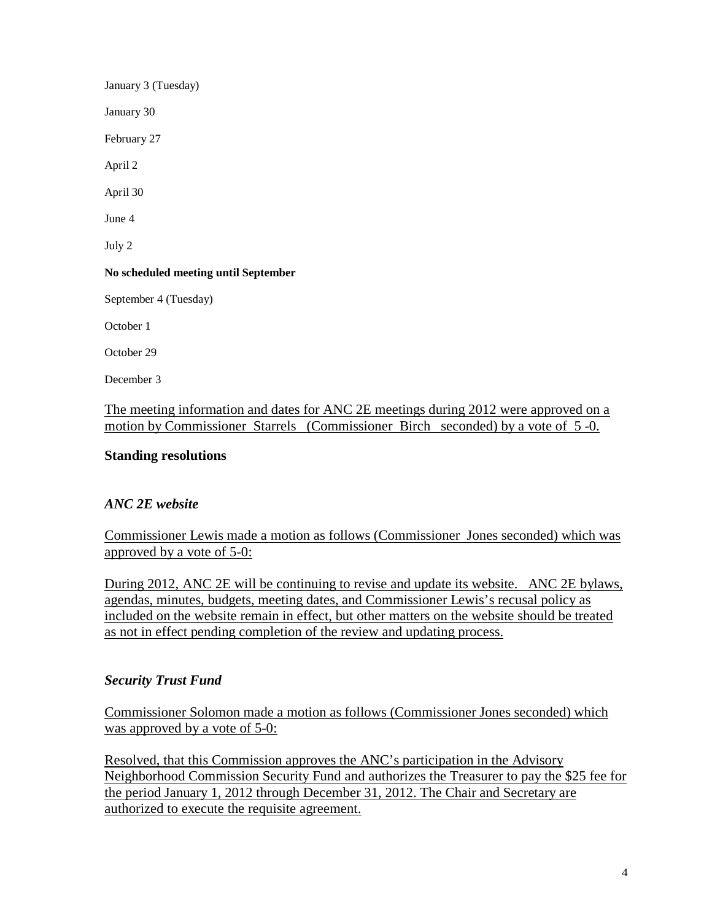January 3 (Tuesday)

January 30

February 27

April 2

April 30

June 4

July 2

**No scheduled meeting until September**

September 4 (Tuesday)

October 1

October 29

December 3

<u>The meeting information and dates for ANC 2E meetings during 2012 were approved on a motion by Commissioner Starrels (Commissioner Birch seconded) by a vote of 5 -0.</u>

### Standing resolutions

### *ANC 2E website*

<u>Commissioner Lewis made a motion as follows (Commissioner Jones seconded) which was approved by a vote of 5-0:</u>

<u>During 2012, ANC 2E will be continuing to revise and update its website. ANC 2E bylaws, agendas, minutes, budgets, meeting dates, and Commissioner Lewis's recusal policy as included on the website remain in effect, but other matters on the website should be treated as not in effect pending completion of the review and updating process.</u>

### *Security Trust Fund*

<u>Commissioner Solomon made a motion as follows (Commissioner Jones seconded) which was approved by a vote of 5-0:</u>

<u>Resolved, that this Commission approves the ANC's participation in the Advisory Neighborhood Commission Security Fund and authorizes the Treasurer to pay the $25 fee for the period January 1, 2012 through December 31, 2012. The Chair and Secretary are authorized to execute the requisite agreement.</u>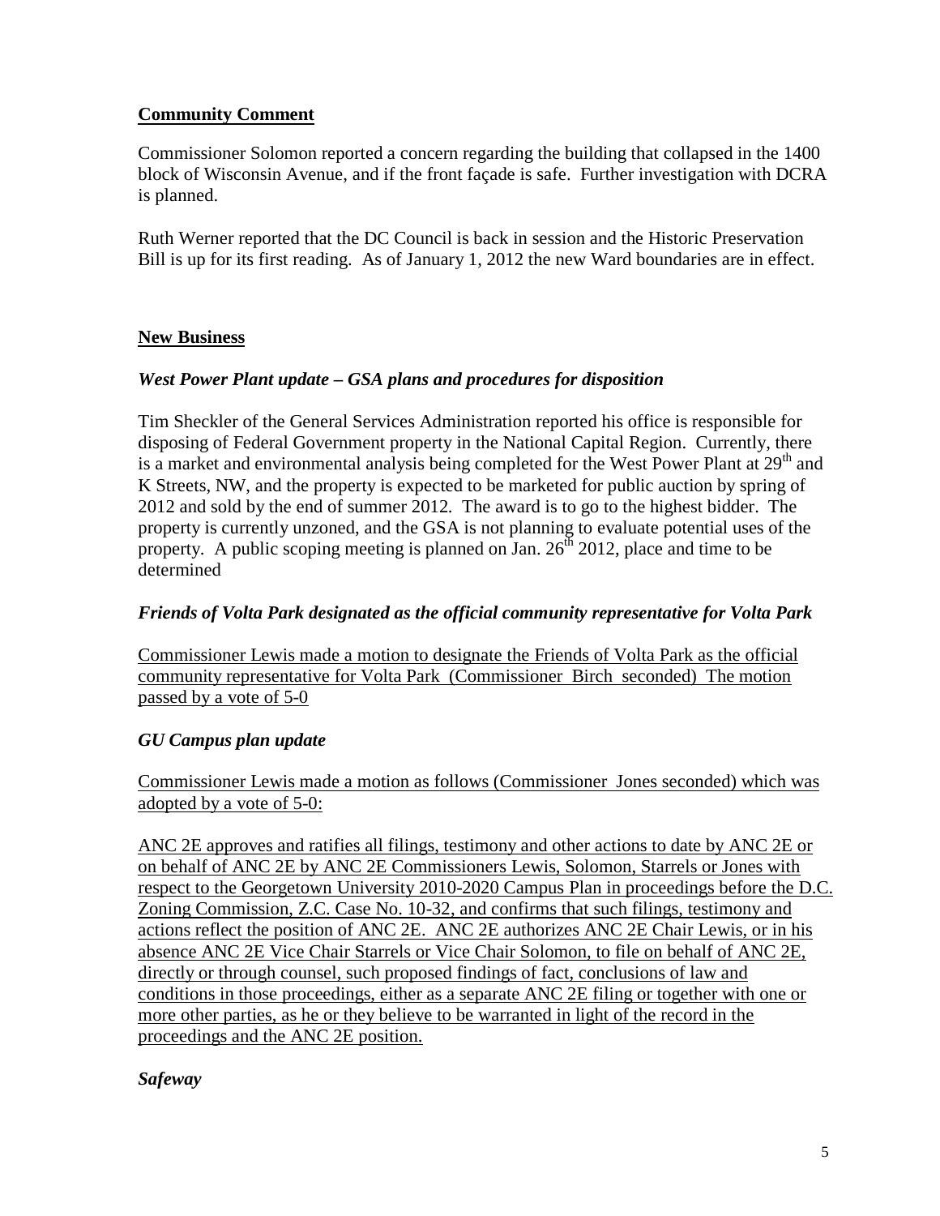## Community Comment

Commissioner Solomon reported a concern regarding the building that collapsed in the 1400 block of Wisconsin Avenue, and if the front façade is safe. Further investigation with DCRA is planned.

Ruth Werner reported that the DC Council is back in session and the Historic Preservation Bill is up for its first reading. As of January 1, 2012 the new Ward boundaries are in effect.

## New Business

### *West Power Plant update – GSA plans and procedures for disposition*

Tim Sheckler of the General Services Administration reported his office is responsible for disposing of Federal Government property in the National Capital Region. Currently, there is a market and environmental analysis being completed for the West Power Plant at 29th and K Streets, NW, and the property is expected to be marketed for public auction by spring of 2012 and sold by the end of summer 2012. The award is to go to the highest bidder. The property is currently unzoned, and the GSA is not planning to evaluate potential uses of the property. A public scoping meeting is planned on Jan. 26th 2012, place and time to be determined

### *Friends of Volta Park designated as the official community representative for Volta Park*

Commissioner Lewis made a motion to designate the Friends of Volta Park as the official community representative for Volta Park (Commissioner Birch seconded) The motion passed by a vote of 5-0

### *GU Campus plan update*

Commissioner Lewis made a motion as follows (Commissioner Jones seconded) which was adopted by a vote of 5-0:

ANC 2E approves and ratifies all filings, testimony and other actions to date by ANC 2E or on behalf of ANC 2E by ANC 2E Commissioners Lewis, Solomon, Starrels or Jones with respect to the Georgetown University 2010-2020 Campus Plan in proceedings before the D.C. Zoning Commission, Z.C. Case No. 10-32, and confirms that such filings, testimony and actions reflect the position of ANC 2E. ANC 2E authorizes ANC 2E Chair Lewis, or in his absence ANC 2E Vice Chair Starrels or Vice Chair Solomon, to file on behalf of ANC 2E, directly or through counsel, such proposed findings of fact, conclusions of law and conditions in those proceedings, either as a separate ANC 2E filing or together with one or more other parties, as he or they believe to be warranted in light of the record in the proceedings and the ANC 2E position.

### *Safeway*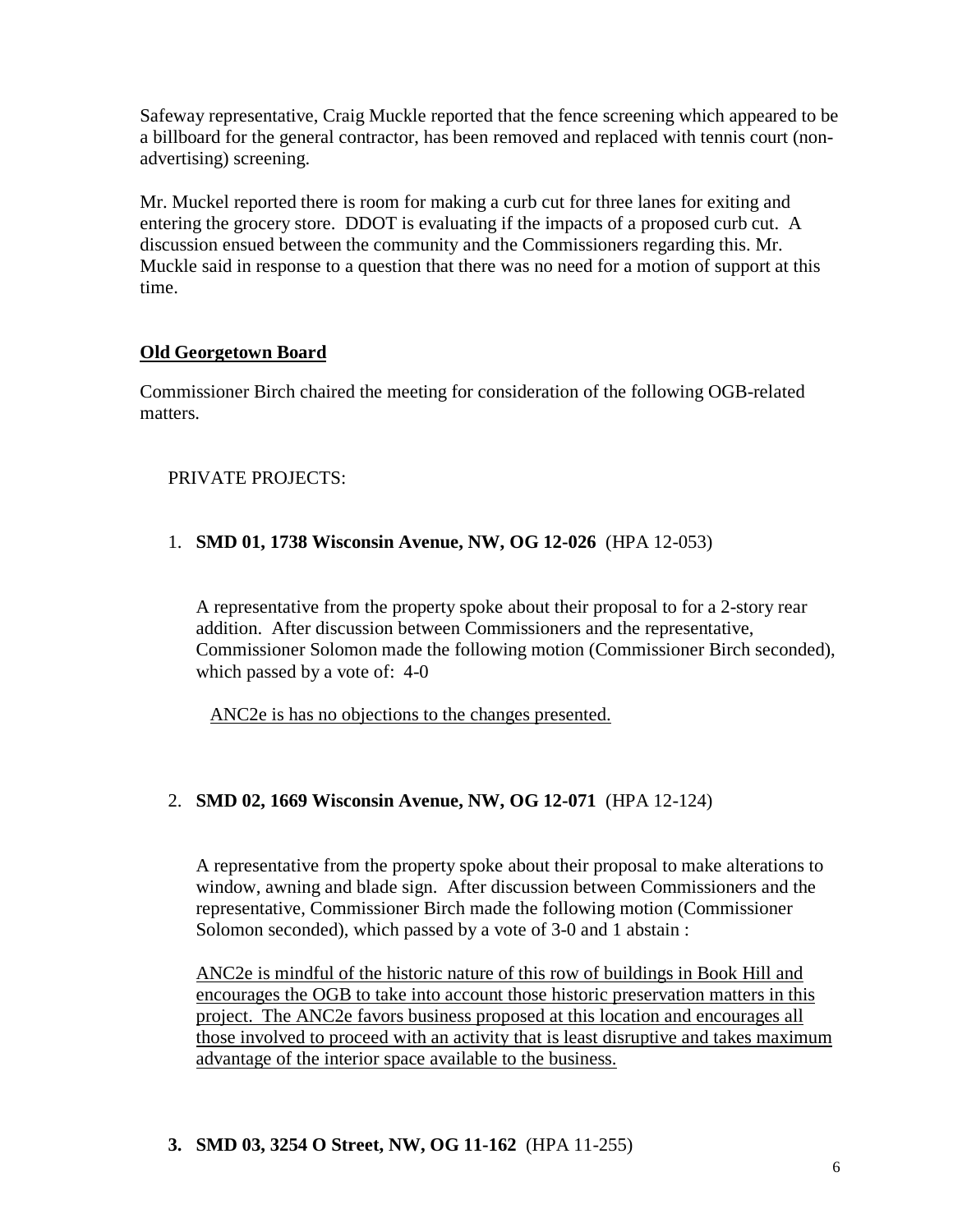Safeway representative, Craig Muckle reported that the fence screening which appeared to be a billboard for the general contractor, has been removed and replaced with tennis court (non-advertising) screening.

Mr. Muckel reported there is room for making a curb cut for three lanes for exiting and entering the grocery store. DDOT is evaluating if the impacts of a proposed curb cut. A discussion ensued between the community and the Commissioners regarding this. Mr. Muckle said in response to a question that there was no need for a motion of support at this time.

## Old Georgetown Board

Commissioner Birch chaired the meeting for consideration of the following OGB-related matters.

PRIVATE PROJECTS:

1. **SMD 01, 1738 Wisconsin Avenue, NW, OG 12-026** (HPA 12-053)

   A representative from the property spoke about their proposal to for a 2-story rear addition. After discussion between Commissioners and the representative, Commissioner Solomon made the following motion (Commissioner Birch seconded), which passed by a vote of: 4-0

   <u>ANC2e is has no objections to the changes presented.</u>

2. **SMD 02, 1669 Wisconsin Avenue, NW, OG 12-071** (HPA 12-124)

   A representative from the property spoke about their proposal to make alterations to window, awning and blade sign. After discussion between Commissioners and the representative, Commissioner Birch made the following motion (Commissioner Solomon seconded), which passed by a vote of 3-0 and 1 abstain :

   <u>ANC2e is mindful of the historic nature of this row of buildings in Book Hill and encourages the OGB to take into account those historic preservation matters in this project. The ANC2e favors business proposed at this location and encourages all those involved to proceed with an activity that is least disruptive and takes maximum advantage of the interior space available to the business.</u>

3. **SMD 03, 3254 O Street, NW, OG 11-162** (HPA 11-255)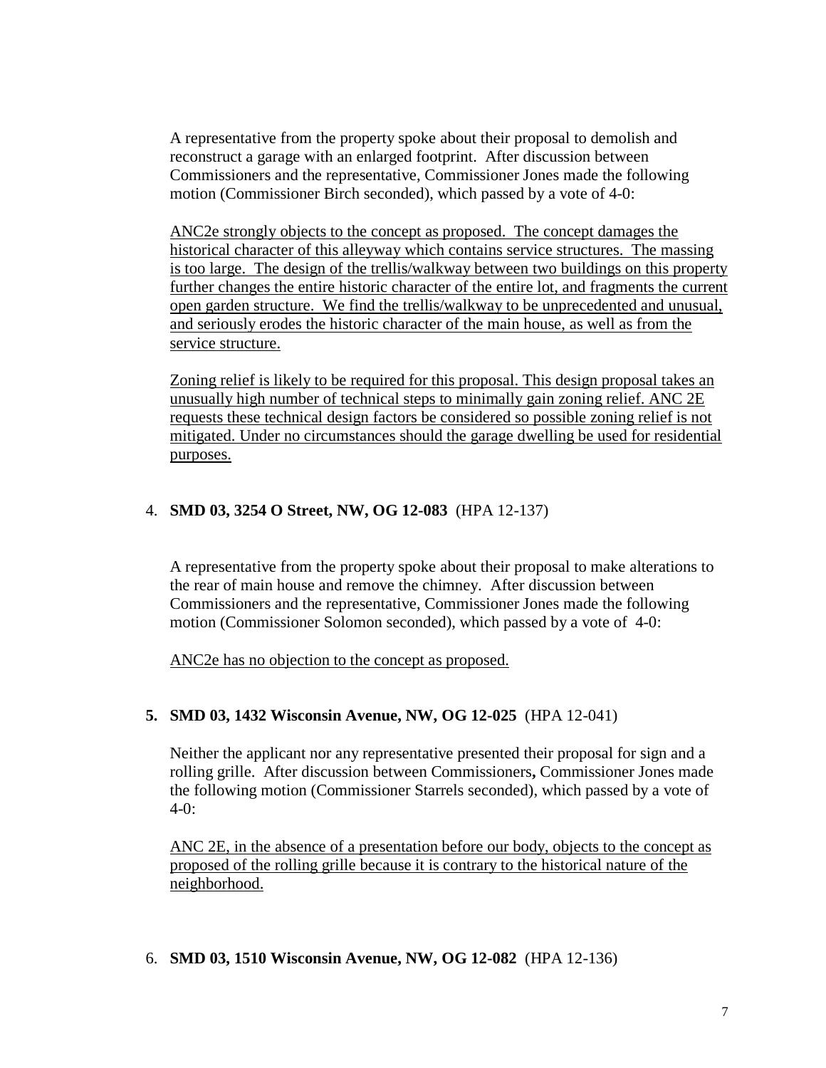A representative from the property spoke about their proposal to demolish and reconstruct a garage with an enlarged footprint. After discussion between Commissioners and the representative, Commissioner Jones made the following motion (Commissioner Birch seconded), which passed by a vote of 4-0:

<u>ANC2e strongly objects to the concept as proposed. The concept damages the historical character of this alleyway which contains service structures. The massing is too large. The design of the trellis/walkway between two buildings on this property further changes the entire historic character of the entire lot, and fragments the current open garden structure. We find the trellis/walkway to be unprecedented and unusual, and seriously erodes the historic character of the main house, as well as from the service structure.</u>

<u>Zoning relief is likely to be required for this proposal. This design proposal takes an unusually high number of technical steps to minimally gain zoning relief. ANC 2E requests these technical design factors be considered so possible zoning relief is not mitigated. Under no circumstances should the garage dwelling be used for residential purposes.</u>

4. **SMD 03, 3254 O Street, NW, OG 12-083** (HPA 12-137)

A representative from the property spoke about their proposal to make alterations to the rear of main house and remove the chimney. After discussion between Commissioners and the representative, Commissioner Jones made the following motion (Commissioner Solomon seconded), which passed by a vote of 4-0:

<u>ANC2e has no objection to the concept as proposed.</u>

**5. SMD 03, 1432 Wisconsin Avenue, NW, OG 12-025** (HPA 12-041)

Neither the applicant nor any representative presented their proposal for sign and a rolling grille. After discussion between Commissioners**,** Commissioner Jones made the following motion (Commissioner Starrels seconded), which passed by a vote of 4-0:

<u>ANC 2E, in the absence of a presentation before our body, objects to the concept as proposed of the rolling grille because it is contrary to the historical nature of the neighborhood.</u>

6. **SMD 03, 1510 Wisconsin Avenue, NW, OG 12-082** (HPA 12-136)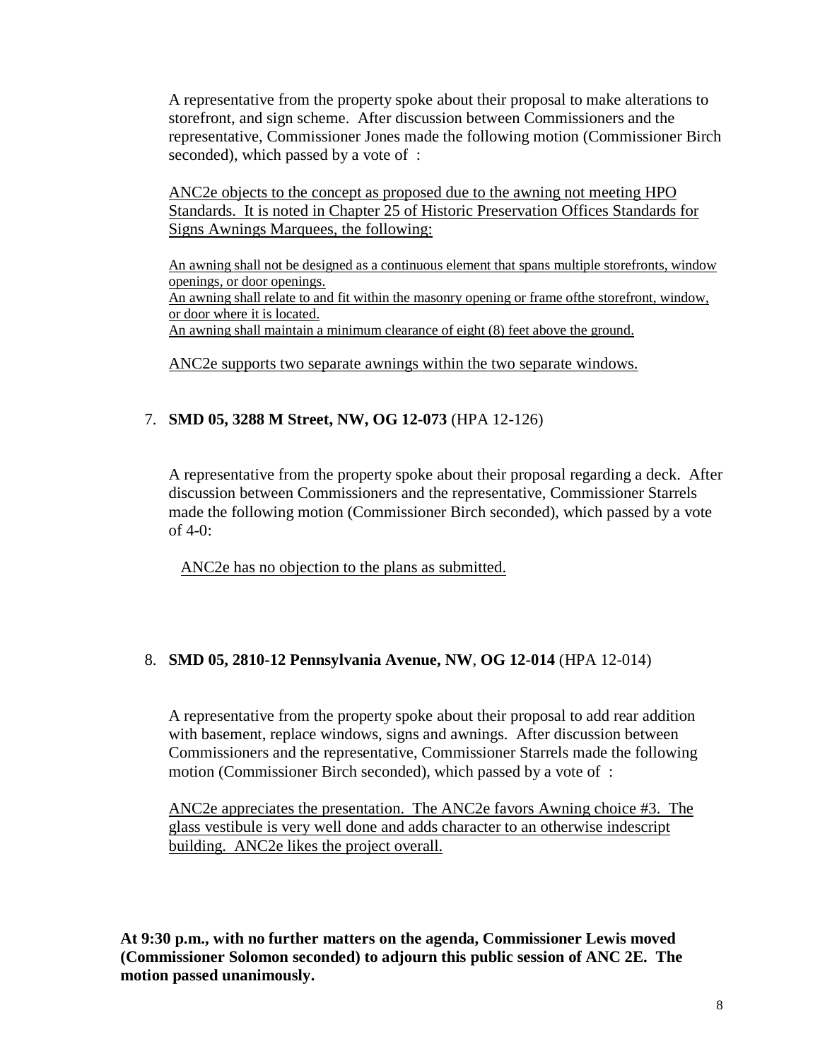A representative from the property spoke about their proposal to make alterations to storefront, and sign scheme. After discussion between Commissioners and the representative, Commissioner Jones made the following motion (Commissioner Birch seconded), which passed by a vote of :

ANC2e objects to the concept as proposed due to the awning not meeting HPO Standards. It is noted in Chapter 25 of Historic Preservation Offices Standards for Signs Awnings Marquees, the following:

An awning shall not be designed as a continuous element that spans multiple storefronts, window openings, or door openings.
An awning shall relate to and fit within the masonry opening or frame ofthe storefront, window, or door where it is located.
An awning shall maintain a minimum clearance of eight (8) feet above the ground.

ANC2e supports two separate awnings within the two separate windows.

7. **SMD 05, 3288 M Street, NW, OG 12-073** (HPA 12-126)

A representative from the property spoke about their proposal regarding a deck. After discussion between Commissioners and the representative, Commissioner Starrels made the following motion (Commissioner Birch seconded), which passed by a vote of 4-0:

ANC2e has no objection to the plans as submitted.

8. **SMD 05, 2810-12 Pennsylvania Avenue, NW**, **OG 12-014** (HPA 12-014)

A representative from the property spoke about their proposal to add rear addition with basement, replace windows, signs and awnings. After discussion between Commissioners and the representative, Commissioner Starrels made the following motion (Commissioner Birch seconded), which passed by a vote of :

ANC2e appreciates the presentation. The ANC2e favors Awning choice #3. The glass vestibule is very well done and adds character to an otherwise indescript building. ANC2e likes the project overall.

**At 9:30 p.m., with no further matters on the agenda, Commissioner Lewis moved (Commissioner Solomon seconded) to adjourn this public session of ANC 2E. The motion passed unanimously.**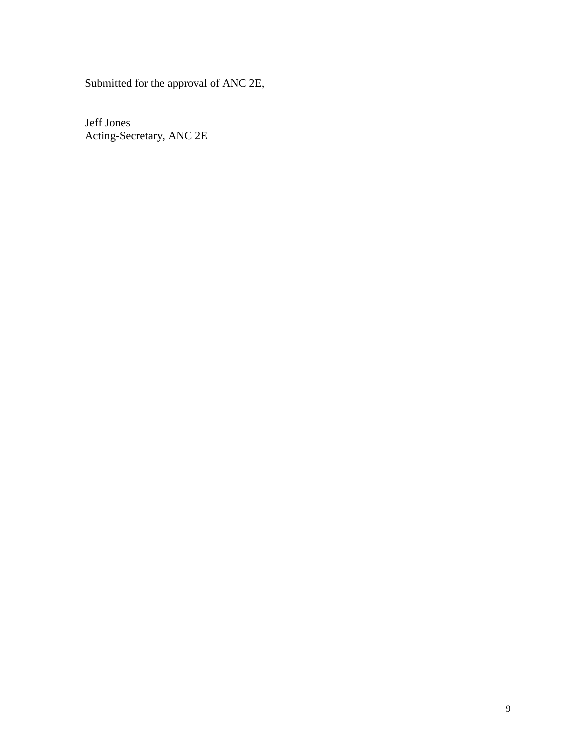Submitted for the approval of ANC 2E,

Jeff Jones
Acting-Secretary, ANC 2E